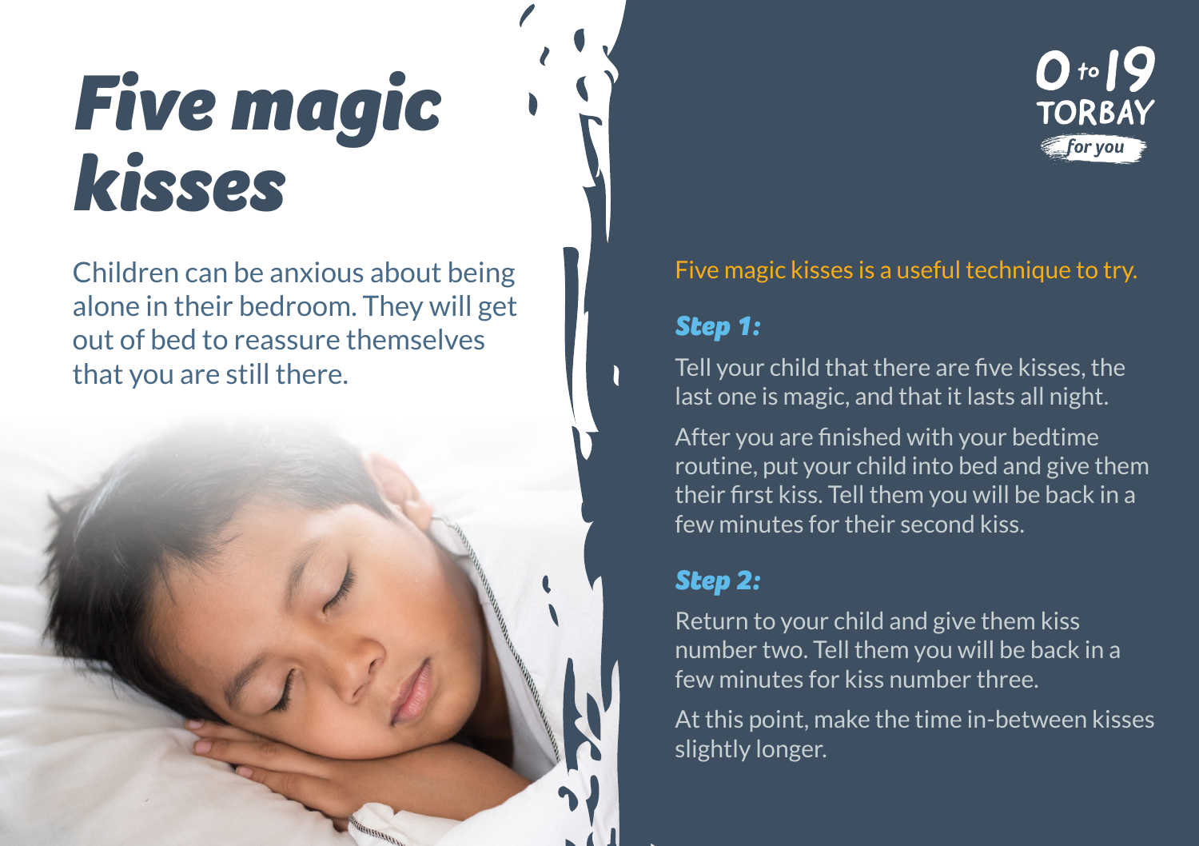# Five magic kisses

Children can be anxious about being alone in their bedroom. They will get out of bed to reassure themselves that you are still there.

0 to 19 TORBAY *for you*

Five magic kisses is a useful technique to try.

### *Step 1:*

Tell your child that there are five kisses, the last one is magic, and that it lasts all night.

After you are finished with your bedtime routine, put your child into bed and give them their first kiss. Tell them you will be back in a few minutes for their second kiss.

### *Step 2:*

Return to your child and give them kiss number two. Tell them you will be back in a few minutes for kiss number three.

At this point, make the time in-between kisses slightly longer.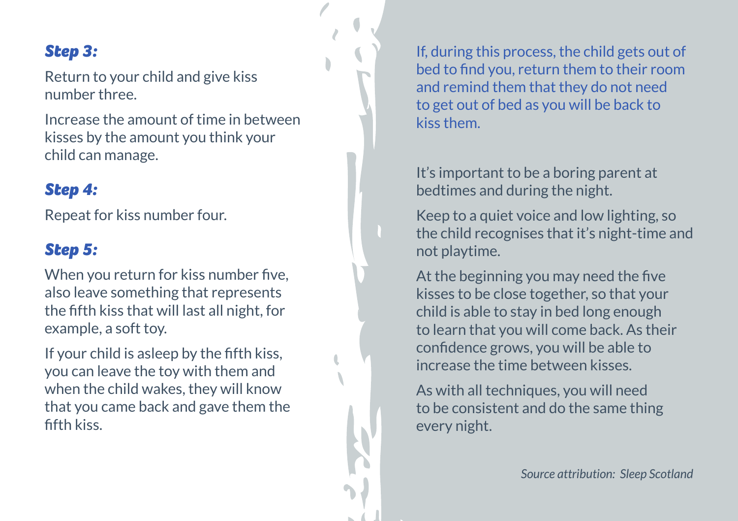### *Step 3:*

Return to your child and give kiss number three.

Increase the amount of time in between kisses by the amount you think your child can manage.

### *Step 4:*

Repeat for kiss number four.

### *Step 5:*

When you return for kiss number five, also leave something that represents the fifth kiss that will last all night, for example, a soft toy.

If your child is asleep by the fifth kiss, you can leave the toy with them and when the child wakes, they will know that you came back and gave them the fifth kiss.

If, during this process, the child gets out of bed to find you, return them to their room and remind them that they do not need to get out of bed as you will be back to kiss them.

It's important to be a boring parent at bedtimes and during the night.

Keep to a quiet voice and low lighting, so the child recognises that it's night-time and not playtime.

At the beginning you may need the five kisses to be close together, so that your child is able to stay in bed long enough to learn that you will come back. As their confidence grows, you will be able to increase the time between kisses.

As with all techniques, you will need to be consistent and do the same thing every night.

*Source attribution: Sleep Scotland*